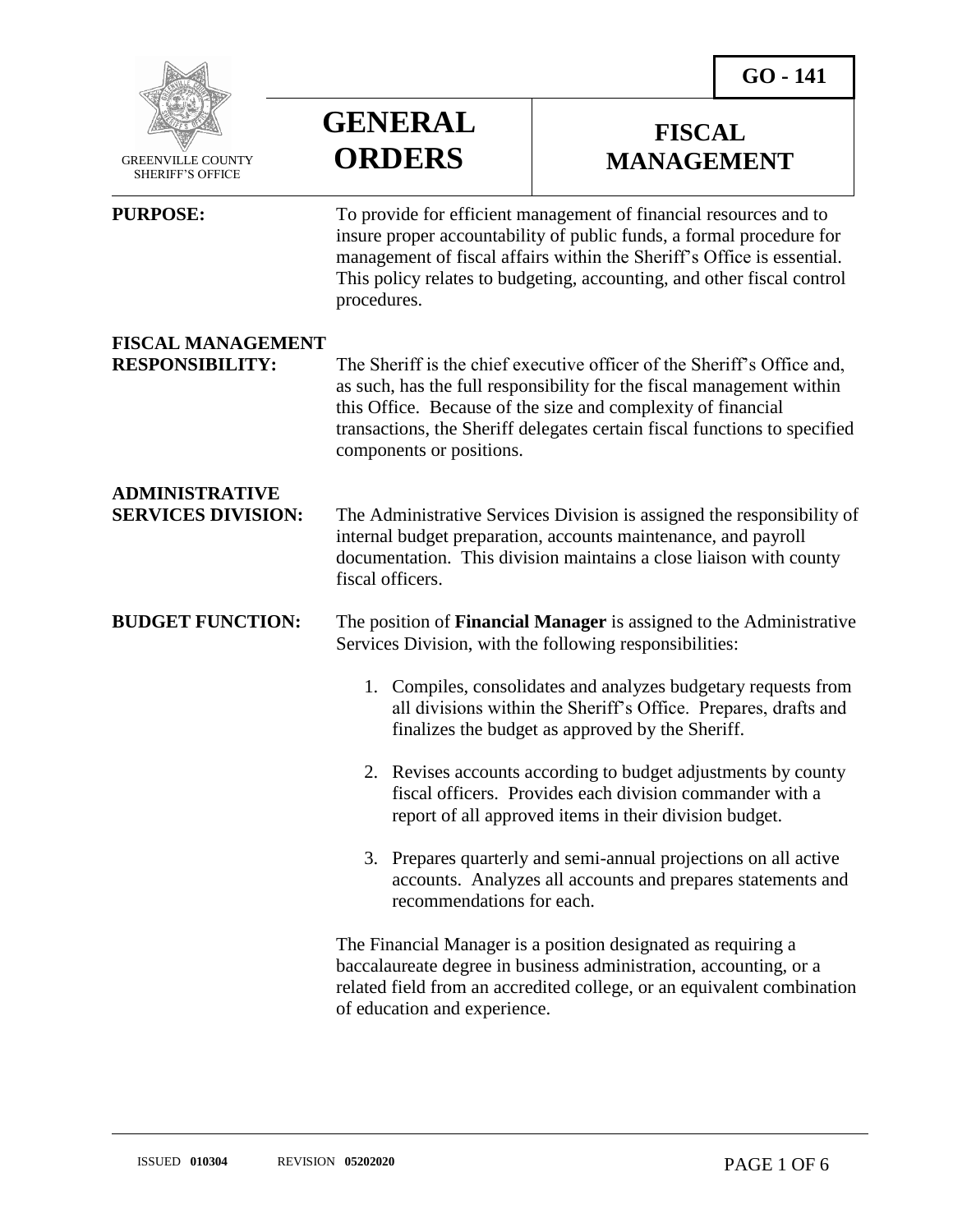GO - 141

GREENVILLE COUNTY SHERIFF'S OFFICE

# GENERAL ORDERS

# FISCAL MANAGEMENT

**PURPOSE:** To provide for efficient management of financial resources and to insure proper accountability of public funds, a formal procedure for management of fiscal affairs within the Sheriff's Office is essential. This policy relates to budgeting, accounting, and other fiscal control procedures.

**FISCAL MANAGEMENT RESPONSIBILITY:** The Sheriff is the chief executive officer of the Sheriff's Office and, as such, has the full responsibility for the fiscal management within this Office. Because of the size and complexity of financial transactions, the Sheriff delegates certain fiscal functions to specified components or positions.

**ADMINISTRATIVE SERVICES DIVISION:** The Administrative Services Division is assigned the responsibility of internal budget preparation, accounts maintenance, and payroll documentation. This division maintains a close liaison with county fiscal officers.

**BUDGET FUNCTION:** The position of **Financial Manager** is assigned to the Administrative Services Division, with the following responsibilities:

1. Compiles, consolidates and analyzes budgetary requests from all divisions within the Sheriff's Office. Prepares, drafts and finalizes the budget as approved by the Sheriff.

2. Revises accounts according to budget adjustments by county fiscal officers. Provides each division commander with a report of all approved items in their division budget.

3. Prepares quarterly and semi-annual projections on all active accounts. Analyzes all accounts and prepares statements and recommendations for each.

The Financial Manager is a position designated as requiring a baccalaureate degree in business administration, accounting, or a related field from an accredited college, or an equivalent combination of education and experience.

ISSUED **010304** REVISION **05202020**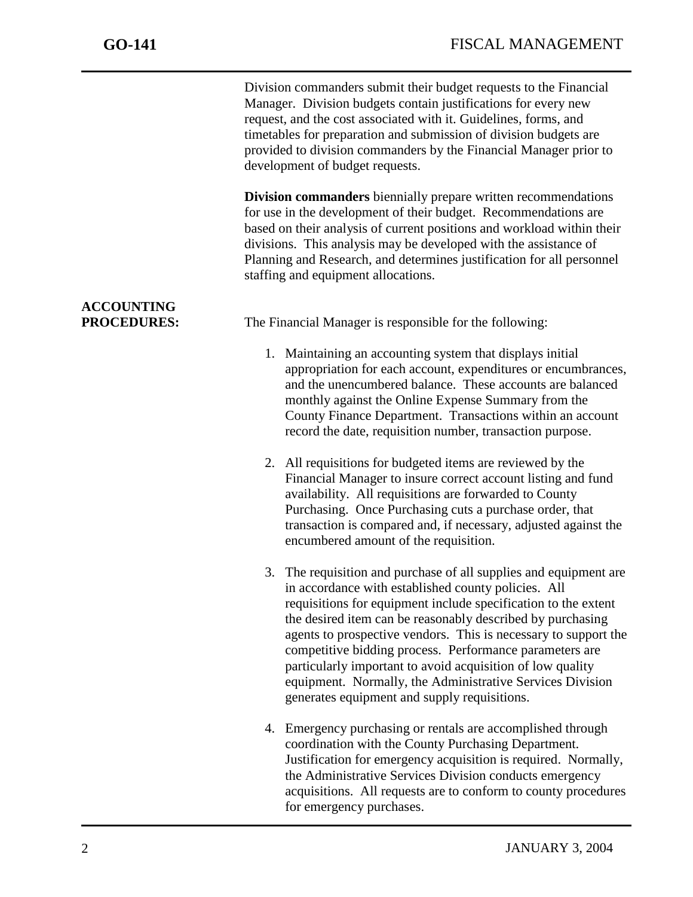Division commanders submit their budget requests to the Financial Manager. Division budgets contain justifications for every new request, and the cost associated with it. Guidelines, forms, and timetables for preparation and submission of division budgets are provided to division commanders by the Financial Manager prior to development of budget requests.

**Division commanders** biennially prepare written recommendations for use in the development of their budget. Recommendations are based on their analysis of current positions and workload within their divisions. This analysis may be developed with the assistance of Planning and Research, and determines justification for all personnel staffing and equipment allocations.

**ACCOUNTING PROCEDURES:**

The Financial Manager is responsible for the following:

1. Maintaining an accounting system that displays initial appropriation for each account, expenditures or encumbrances, and the unencumbered balance. These accounts are balanced monthly against the Online Expense Summary from the County Finance Department. Transactions within an account record the date, requisition number, transaction purpose.

2. All requisitions for budgeted items are reviewed by the Financial Manager to insure correct account listing and fund availability. All requisitions are forwarded to County Purchasing. Once Purchasing cuts a purchase order, that transaction is compared and, if necessary, adjusted against the encumbered amount of the requisition.

3. The requisition and purchase of all supplies and equipment are in accordance with established county policies. All requisitions for equipment include specification to the extent the desired item can be reasonably described by purchasing agents to prospective vendors. This is necessary to support the competitive bidding process. Performance parameters are particularly important to avoid acquisition of low quality equipment. Normally, the Administrative Services Division generates equipment and supply requisitions.

4. Emergency purchasing or rentals are accomplished through coordination with the County Purchasing Department. Justification for emergency acquisition is required. Normally, the Administrative Services Division conducts emergency acquisitions. All requests are to conform to county procedures for emergency purchases.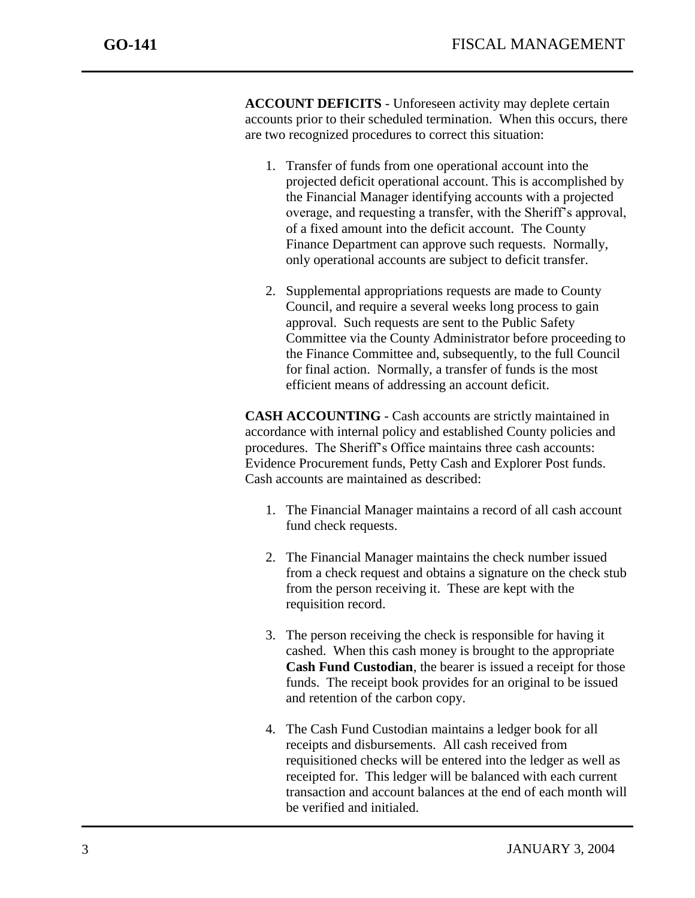**ACCOUNT DEFICITS** - Unforeseen activity may deplete certain accounts prior to their scheduled termination. When this occurs, there are two recognized procedures to correct this situation:

1. Transfer of funds from one operational account into the projected deficit operational account. This is accomplished by the Financial Manager identifying accounts with a projected overage, and requesting a transfer, with the Sheriff's approval, of a fixed amount into the deficit account. The County Finance Department can approve such requests. Normally, only operational accounts are subject to deficit transfer.

2. Supplemental appropriations requests are made to County Council, and require a several weeks long process to gain approval. Such requests are sent to the Public Safety Committee via the County Administrator before proceeding to the Finance Committee and, subsequently, to the full Council for final action. Normally, a transfer of funds is the most efficient means of addressing an account deficit.

**CASH ACCOUNTING** - Cash accounts are strictly maintained in accordance with internal policy and established County policies and procedures. The Sheriff's Office maintains three cash accounts: Evidence Procurement funds, Petty Cash and Explorer Post funds. Cash accounts are maintained as described:

1. The Financial Manager maintains a record of all cash account fund check requests.

2. The Financial Manager maintains the check number issued from a check request and obtains a signature on the check stub from the person receiving it. These are kept with the requisition record.

3. The person receiving the check is responsible for having it cashed. When this cash money is brought to the appropriate **Cash Fund Custodian**, the bearer is issued a receipt for those funds. The receipt book provides for an original to be issued and retention of the carbon copy.

4. The Cash Fund Custodian maintains a ledger book for all receipts and disbursements. All cash received from requisitioned checks will be entered into the ledger as well as receipted for. This ledger will be balanced with each current transaction and account balances at the end of each month will be verified and initialed.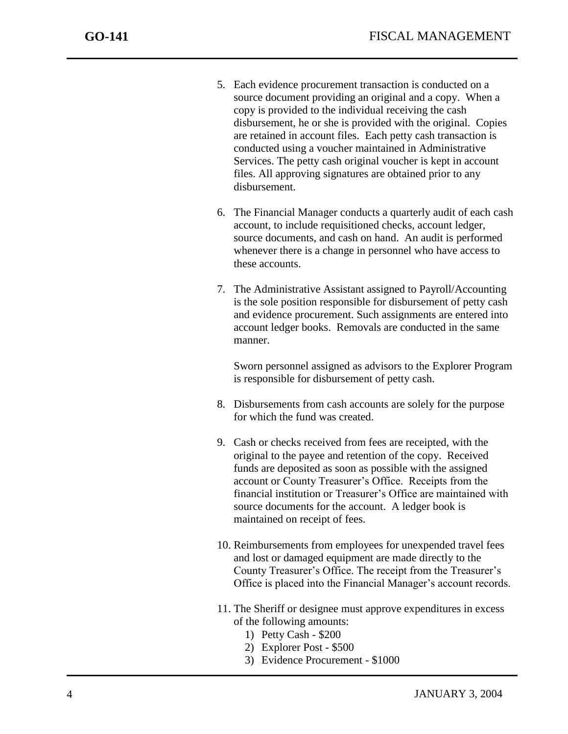5. Each evidence procurement transaction is conducted on a source document providing an original and a copy. When a copy is provided to the individual receiving the cash disbursement, he or she is provided with the original. Copies are retained in account files. Each petty cash transaction is conducted using a voucher maintained in Administrative Services. The petty cash original voucher is kept in account files. All approving signatures are obtained prior to any disbursement.

6. The Financial Manager conducts a quarterly audit of each cash account, to include requisitioned checks, account ledger, source documents, and cash on hand. An audit is performed whenever there is a change in personnel who have access to these accounts.

7. The Administrative Assistant assigned to Payroll/Accounting is the sole position responsible for disbursement of petty cash and evidence procurement. Such assignments are entered into account ledger books. Removals are conducted in the same manner.

   Sworn personnel assigned as advisors to the Explorer Program is responsible for disbursement of petty cash.

8. Disbursements from cash accounts are solely for the purpose for which the fund was created.

9. Cash or checks received from fees are receipted, with the original to the payee and retention of the copy. Received funds are deposited as soon as possible with the assigned account or County Treasurer's Office. Receipts from the financial institution or Treasurer's Office are maintained with source documents for the account. A ledger book is maintained on receipt of fees.

10. Reimbursements from employees for unexpended travel fees and lost or damaged equipment are made directly to the County Treasurer's Office. The receipt from the Treasurer's Office is placed into the Financial Manager's account records.

11. The Sheriff or designee must approve expenditures in excess of the following amounts:
    1) Petty Cash - $200
    2) Explorer Post - $500
    3) Evidence Procurement - $1000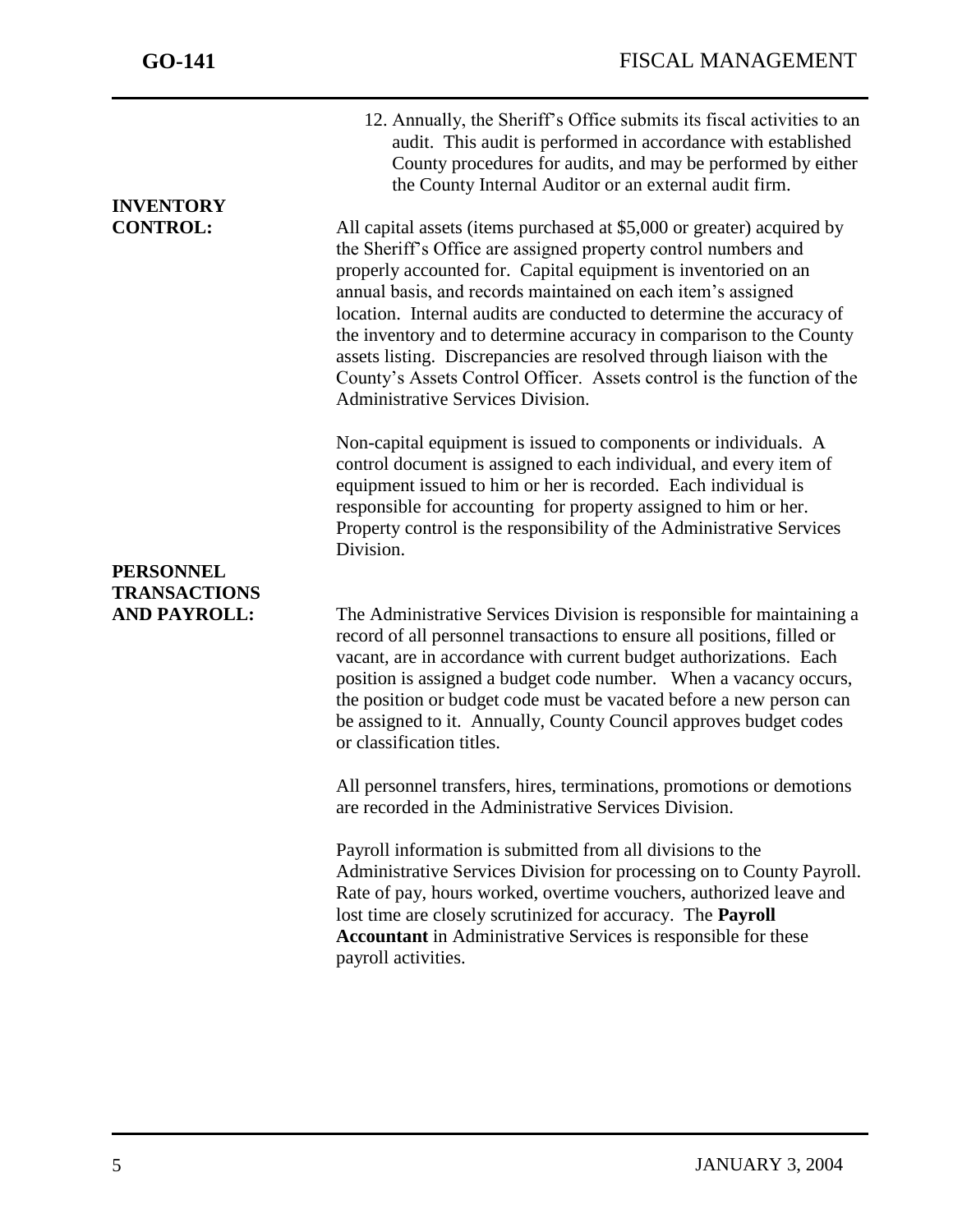12. Annually, the Sheriff's Office submits its fiscal activities to an audit. This audit is performed in accordance with established County procedures for audits, and may be performed by either the County Internal Auditor or an external audit firm.

**INVENTORY CONTROL:**

All capital assets (items purchased at $5,000 or greater) acquired by the Sheriff's Office are assigned property control numbers and properly accounted for. Capital equipment is inventoried on an annual basis, and records maintained on each item's assigned location. Internal audits are conducted to determine the accuracy of the inventory and to determine accuracy in comparison to the County assets listing. Discrepancies are resolved through liaison with the County's Assets Control Officer. Assets control is the function of the Administrative Services Division.

Non-capital equipment is issued to components or individuals. A control document is assigned to each individual, and every item of equipment issued to him or her is recorded. Each individual is responsible for accounting for property assigned to him or her. Property control is the responsibility of the Administrative Services Division.

**PERSONNEL TRANSACTIONS AND PAYROLL:**

The Administrative Services Division is responsible for maintaining a record of all personnel transactions to ensure all positions, filled or vacant, are in accordance with current budget authorizations. Each position is assigned a budget code number. When a vacancy occurs, the position or budget code must be vacated before a new person can be assigned to it. Annually, County Council approves budget codes or classification titles.

All personnel transfers, hires, terminations, promotions or demotions are recorded in the Administrative Services Division.

Payroll information is submitted from all divisions to the Administrative Services Division for processing on to County Payroll. Rate of pay, hours worked, overtime vouchers, authorized leave and lost time are closely scrutinized for accuracy. The **Payroll Accountant** in Administrative Services is responsible for these payroll activities.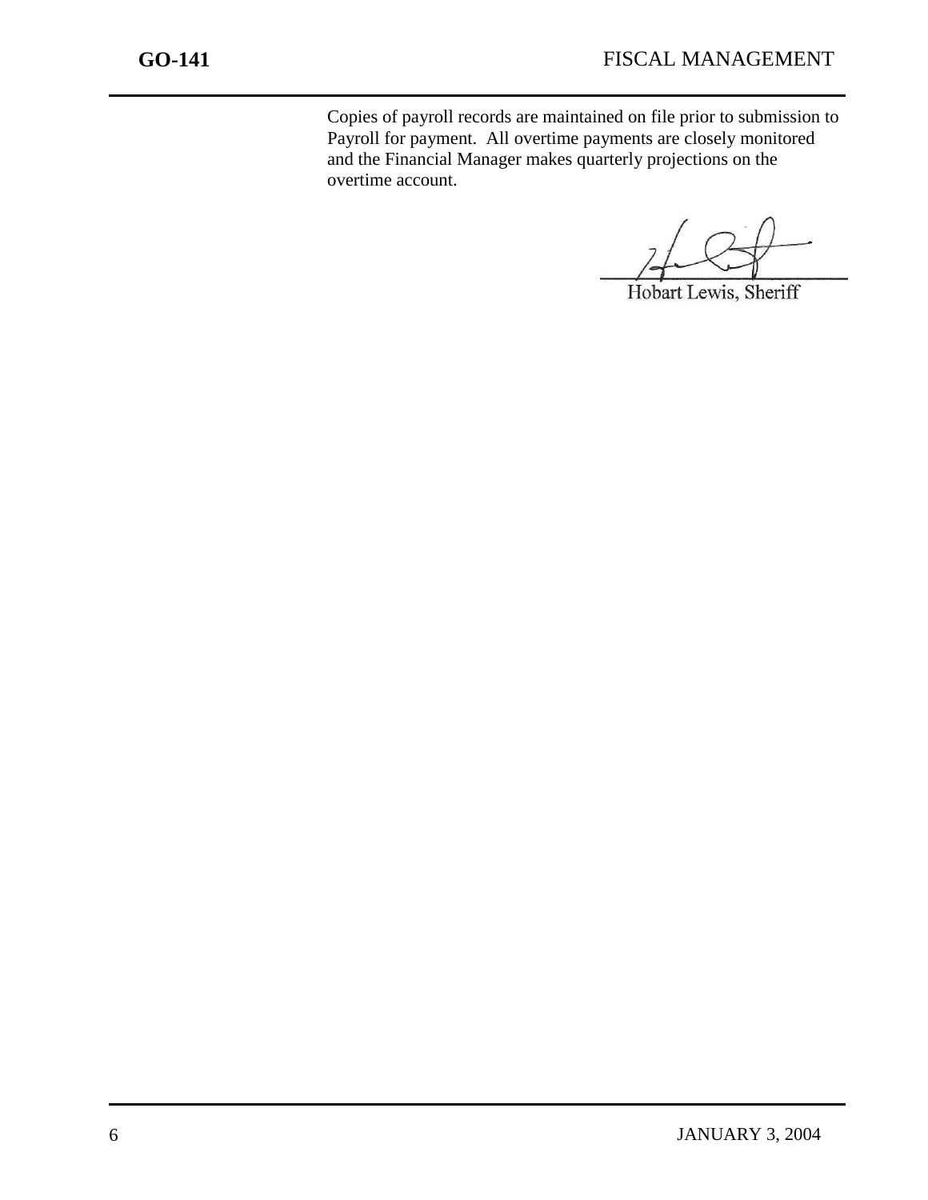Copies of payroll records are maintained on file prior to submission to Payroll for payment. All overtime payments are closely monitored and the Financial Manager makes quarterly projections on the overtime account.

Hobart Lewis, Sheriff